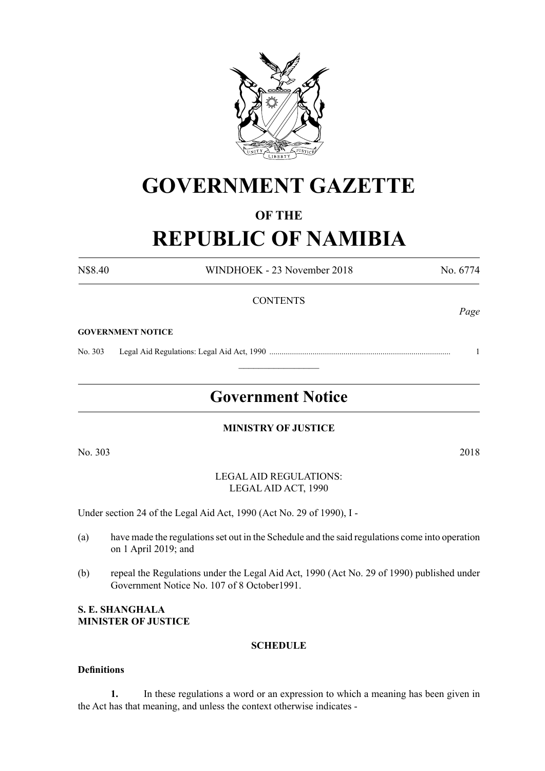# GOVERNMENT GAZETTE

## OF THE

# REPUBLIC OF NAMIBIA

N$8.40 WINDHOEK - 23 November 2018 No. 6774

CONTENTS

*Page*

**GOVERNMENT NOTICE**

No. 303 Legal Aid Regulations: Legal Aid Act, 1990 ....................................................................................... 1

---

## Government Notice

**MINISTRY OF JUSTICE**

No. 303 2018

LEGAL AID REGULATIONS:
LEGAL AID ACT, 1990

Under section 24 of the Legal Aid Act, 1990 (Act No. 29 of 1990), I -

(a) have made the regulations set out in the Schedule and the said regulations come into operation on 1 April 2019; and

(b) repeal the Regulations under the Legal Aid Act, 1990 (Act No. 29 of 1990) published under Government Notice No. 107 of 8 October1991.

**S. E. SHANGHALA**
**MINISTER OF JUSTICE**

**SCHEDULE**

**Definitions**

**1.** In these regulations a word or an expression to which a meaning has been given in the Act has that meaning, and unless the context otherwise indicates -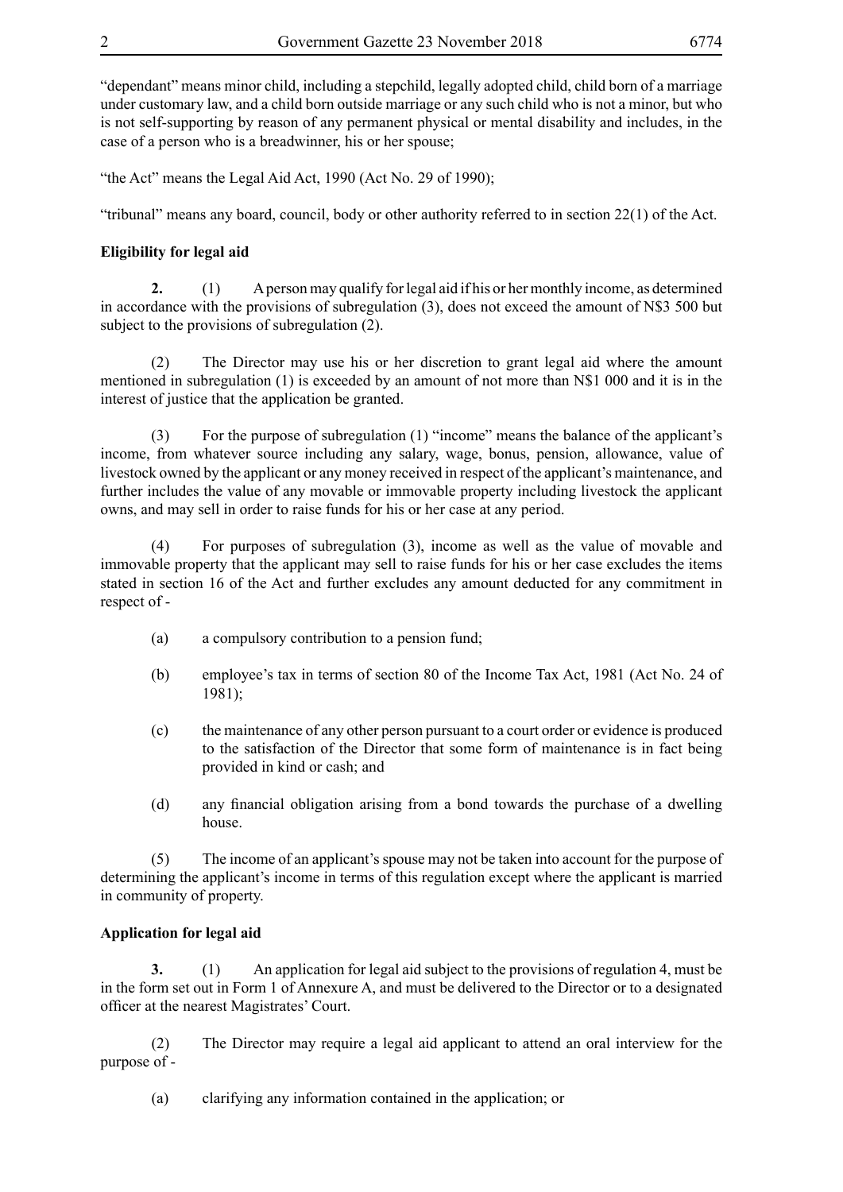"dependant" means minor child, including a stepchild, legally adopted child, child born of a marriage under customary law, and a child born outside marriage or any such child who is not a minor, but who is not self-supporting by reason of any permanent physical or mental disability and includes, in the case of a person who is a breadwinner, his or her spouse;

"the Act" means the Legal Aid Act, 1990 (Act No. 29 of 1990);

"tribunal" means any board, council, body or other authority referred to in section 22(1) of the Act.

**Eligibility for legal aid**

**2.** (1) A person may qualify for legal aid if his or her monthly income, as determined in accordance with the provisions of subregulation (3), does not exceed the amount of N$3 500 but subject to the provisions of subregulation (2).

(2) The Director may use his or her discretion to grant legal aid where the amount mentioned in subregulation (1) is exceeded by an amount of not more than N$1 000 and it is in the interest of justice that the application be granted.

(3) For the purpose of subregulation (1) "income" means the balance of the applicant's income, from whatever source including any salary, wage, bonus, pension, allowance, value of livestock owned by the applicant or any money received in respect of the applicant's maintenance, and further includes the value of any movable or immovable property including livestock the applicant owns, and may sell in order to raise funds for his or her case at any period.

(4) For purposes of subregulation (3), income as well as the value of movable and immovable property that the applicant may sell to raise funds for his or her case excludes the items stated in section 16 of the Act and further excludes any amount deducted for any commitment in respect of -

(a) a compulsory contribution to a pension fund;

(b) employee's tax in terms of section 80 of the Income Tax Act, 1981 (Act No. 24 of 1981);

(c) the maintenance of any other person pursuant to a court order or evidence is produced to the satisfaction of the Director that some form of maintenance is in fact being provided in kind or cash; and

(d) any financial obligation arising from a bond towards the purchase of a dwelling house.

(5) The income of an applicant's spouse may not be taken into account for the purpose of determining the applicant's income in terms of this regulation except where the applicant is married in community of property.

**Application for legal aid**

**3.** (1) An application for legal aid subject to the provisions of regulation 4, must be in the form set out in Form 1 of Annexure A, and must be delivered to the Director or to a designated officer at the nearest Magistrates' Court.

(2) The Director may require a legal aid applicant to attend an oral interview for the purpose of -

(a) clarifying any information contained in the application; or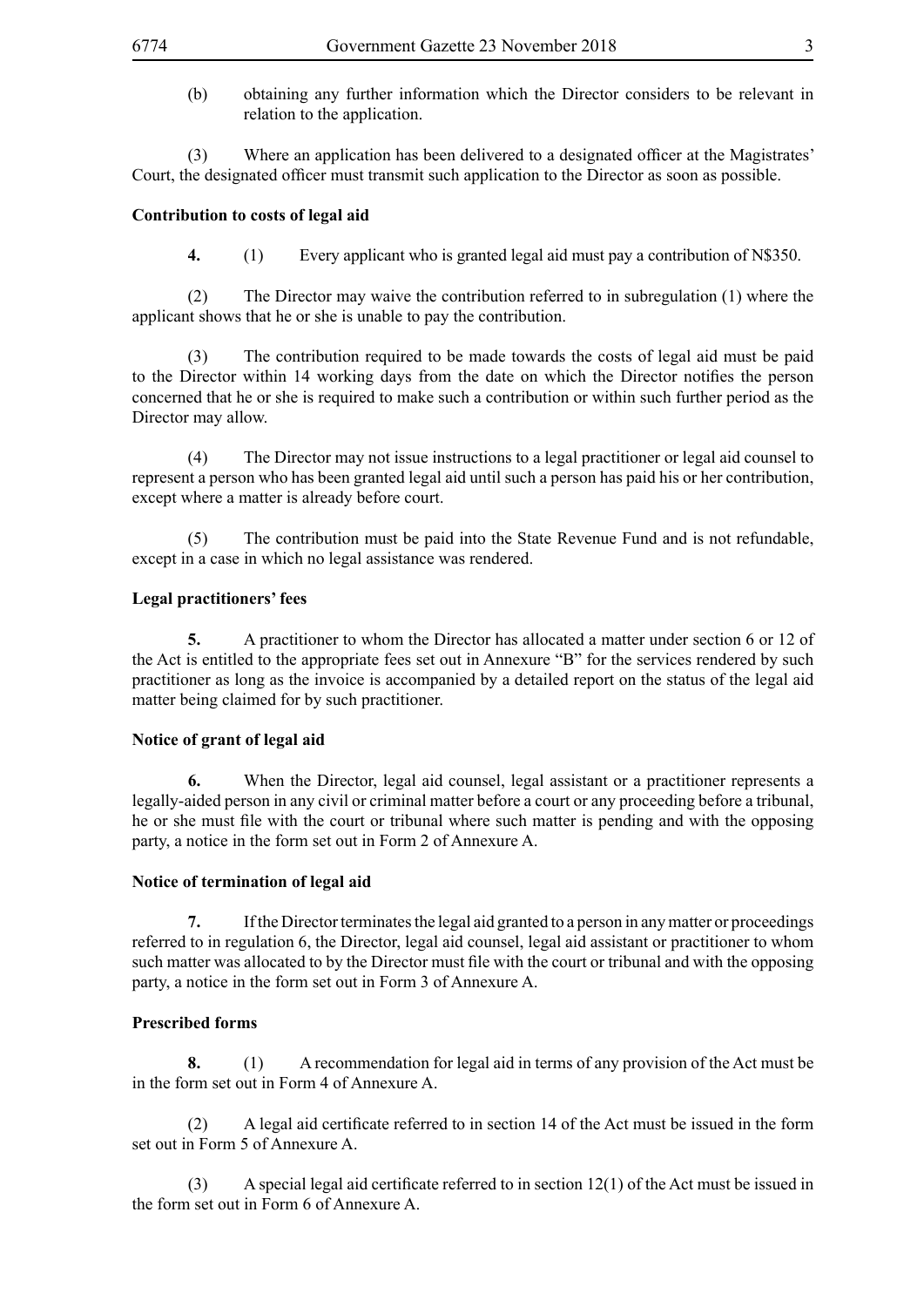(b) obtaining any further information which the Director considers to be relevant in relation to the application.

(3) Where an application has been delivered to a designated officer at the Magistrates' Court, the designated officer must transmit such application to the Director as soon as possible.

**Contribution to costs of legal aid**

**4.** (1) Every applicant who is granted legal aid must pay a contribution of N$350.

(2) The Director may waive the contribution referred to in subregulation (1) where the applicant shows that he or she is unable to pay the contribution.

(3) The contribution required to be made towards the costs of legal aid must be paid to the Director within 14 working days from the date on which the Director notifies the person concerned that he or she is required to make such a contribution or within such further period as the Director may allow.

(4) The Director may not issue instructions to a legal practitioner or legal aid counsel to represent a person who has been granted legal aid until such a person has paid his or her contribution, except where a matter is already before court.

(5) The contribution must be paid into the State Revenue Fund and is not refundable, except in a case in which no legal assistance was rendered.

**Legal practitioners' fees**

**5.** A practitioner to whom the Director has allocated a matter under section 6 or 12 of the Act is entitled to the appropriate fees set out in Annexure "B" for the services rendered by such practitioner as long as the invoice is accompanied by a detailed report on the status of the legal aid matter being claimed for by such practitioner.

**Notice of grant of legal aid**

**6.** When the Director, legal aid counsel, legal assistant or a practitioner represents a legally-aided person in any civil or criminal matter before a court or any proceeding before a tribunal, he or she must file with the court or tribunal where such matter is pending and with the opposing party, a notice in the form set out in Form 2 of Annexure A.

**Notice of termination of legal aid**

**7.** If the Director terminates the legal aid granted to a person in any matter or proceedings referred to in regulation 6, the Director, legal aid counsel, legal aid assistant or practitioner to whom such matter was allocated to by the Director must file with the court or tribunal and with the opposing party, a notice in the form set out in Form 3 of Annexure A.

**Prescribed forms**

**8.** (1) A recommendation for legal aid in terms of any provision of the Act must be in the form set out in Form 4 of Annexure A.

(2) A legal aid certificate referred to in section 14 of the Act must be issued in the form set out in Form 5 of Annexure A.

(3) A special legal aid certificate referred to in section 12(1) of the Act must be issued in the form set out in Form 6 of Annexure A.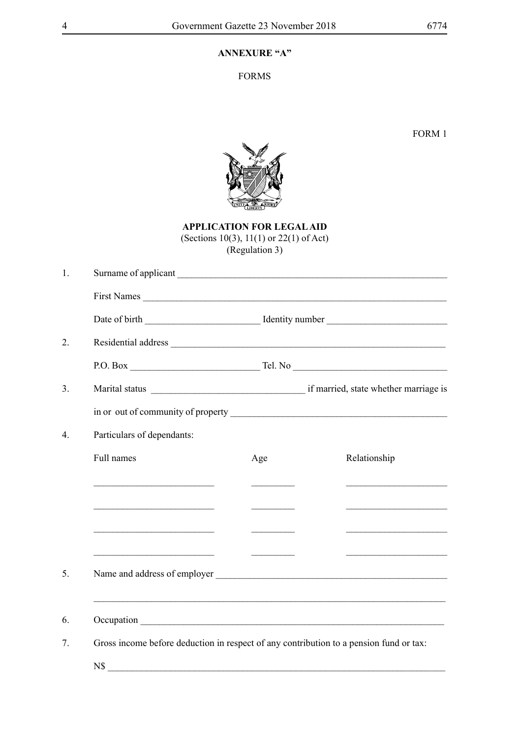**ANNEXURE "A"**

FORMS

FORM 1

**APPLICATION FOR LEGAL AID**
(Sections 10(3), 11(1) or 22(1) of Act)
(Regulation 3)

1. Surname of applicant ______________________________________________________

   First Names ______________________________________________________________

   Date of birth ________________________ Identity number ________________________

2. Residential address ________________________________________________________

   P.O. Box ___________________________ Tel. No ________________________________

3. Marital status ________________________________ if married, state whether marriage is

   in or out of community of property ____________________________________________

4. Particulars of dependants:

| Full names | Age | Relationship |
|---|---|---|
| _________________________ | _________ | _____________________ |
| _________________________ | _________ | _____________________ |
| _________________________ | _________ | _____________________ |
| _________________________ | _________ | _____________________ |

5. Name and address of employer ______________________________________________

   ____________________________________________________________________________

6. Occupation ______________________________________________________________

7. Gross income before deduction in respect of any contribution to a pension fund or tax:

   N$ _________________________________________________________________________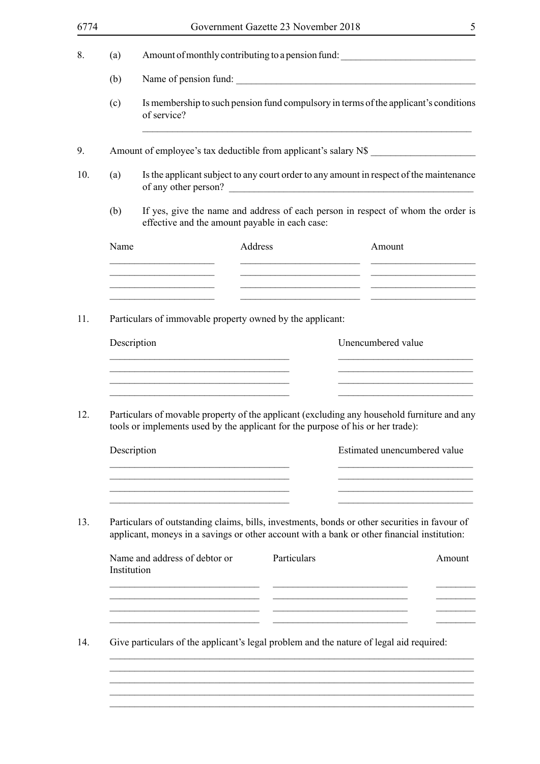8. (a) Amount of monthly contributing to a pension fund: ___________________________

   (b) Name of pension fund: _________________________________________________

   (c) Is membership to such pension fund compulsory in terms of the applicant's conditions of service?

   ____________________________________________________________________

9. Amount of employee's tax deductible from applicant's salary N$ _____________________

10. (a) Is the applicant subject to any court order to any amount in respect of the maintenance of any other person? __________________________________________________

    (b) If yes, give the name and address of each person in respect of whom the order is effective and the amount payable in each case:

| Name | Address | Amount |
| --- | --- | --- |
| | | |
| | | |
| | | |
| | | |

11. Particulars of immovable property owned by the applicant:

| Description | Unencumbered value |
| --- | --- |
| | |
| | |
| | |
| | |

12. Particulars of movable property of the applicant (excluding any household furniture and any tools or implements used by the applicant for the purpose of his or her trade):

| Description | Estimated unencumbered value |
| --- | --- |
| | |
| | |
| | |
| | |

13. Particulars of outstanding claims, bills, investments, bonds or other securities in favour of applicant, moneys in a savings or other account with a bank or other financial institution:

| Name and address of debtor or Institution | Particulars | Amount |
| --- | --- | --- |
| | | |
| | | |
| | | |
| | | |

14. Give particulars of the applicant's legal problem and the nature of legal aid required:

____________________________________________________________________________
____________________________________________________________________________
____________________________________________________________________________
____________________________________________________________________________
____________________________________________________________________________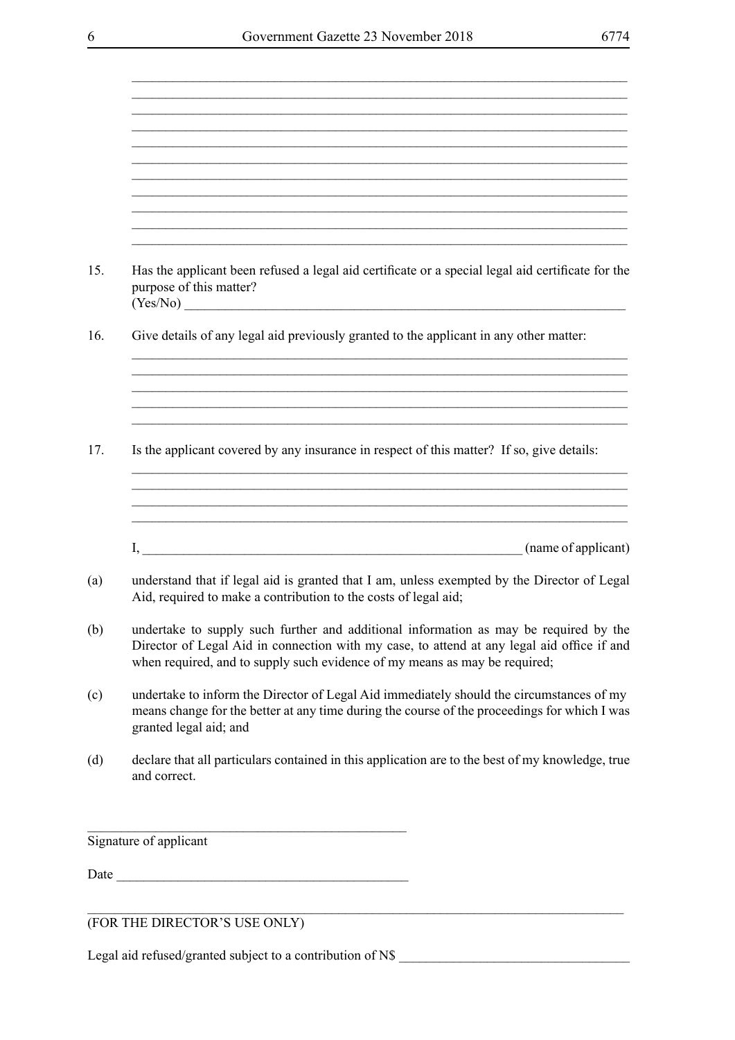\_\_\_\_\_\_\_\_\_\_\_\_\_\_\_\_\_\_\_\_\_\_\_\_\_\_\_\_\_\_\_\_\_\_\_\_\_\_\_\_\_\_\_\_\_\_\_\_\_\_\_\_\_\_\_\_\_\_\_\_\_\_\_\_\_\_\_\_\_\_\_\_\_\_\_\_

\_\_\_\_\_\_\_\_\_\_\_\_\_\_\_\_\_\_\_\_\_\_\_\_\_\_\_\_\_\_\_\_\_\_\_\_\_\_\_\_\_\_\_\_\_\_\_\_\_\_\_\_\_\_\_\_\_\_\_\_\_\_\_\_\_\_\_\_\_\_\_\_\_\_\_\_

\_\_\_\_\_\_\_\_\_\_\_\_\_\_\_\_\_\_\_\_\_\_\_\_\_\_\_\_\_\_\_\_\_\_\_\_\_\_\_\_\_\_\_\_\_\_\_\_\_\_\_\_\_\_\_\_\_\_\_\_\_\_\_\_\_\_\_\_\_\_\_\_\_\_\_\_

\_\_\_\_\_\_\_\_\_\_\_\_\_\_\_\_\_\_\_\_\_\_\_\_\_\_\_\_\_\_\_\_\_\_\_\_\_\_\_\_\_\_\_\_\_\_\_\_\_\_\_\_\_\_\_\_\_\_\_\_\_\_\_\_\_\_\_\_\_\_\_\_\_\_\_\_

\_\_\_\_\_\_\_\_\_\_\_\_\_\_\_\_\_\_\_\_\_\_\_\_\_\_\_\_\_\_\_\_\_\_\_\_\_\_\_\_\_\_\_\_\_\_\_\_\_\_\_\_\_\_\_\_\_\_\_\_\_\_\_\_\_\_\_\_\_\_\_\_\_\_\_\_

\_\_\_\_\_\_\_\_\_\_\_\_\_\_\_\_\_\_\_\_\_\_\_\_\_\_\_\_\_\_\_\_\_\_\_\_\_\_\_\_\_\_\_\_\_\_\_\_\_\_\_\_\_\_\_\_\_\_\_\_\_\_\_\_\_\_\_\_\_\_\_\_\_\_\_\_

\_\_\_\_\_\_\_\_\_\_\_\_\_\_\_\_\_\_\_\_\_\_\_\_\_\_\_\_\_\_\_\_\_\_\_\_\_\_\_\_\_\_\_\_\_\_\_\_\_\_\_\_\_\_\_\_\_\_\_\_\_\_\_\_\_\_\_\_\_\_\_\_\_\_\_\_

\_\_\_\_\_\_\_\_\_\_\_\_\_\_\_\_\_\_\_\_\_\_\_\_\_\_\_\_\_\_\_\_\_\_\_\_\_\_\_\_\_\_\_\_\_\_\_\_\_\_\_\_\_\_\_\_\_\_\_\_\_\_\_\_\_\_\_\_\_\_\_\_\_\_\_\_

\_\_\_\_\_\_\_\_\_\_\_\_\_\_\_\_\_\_\_\_\_\_\_\_\_\_\_\_\_\_\_\_\_\_\_\_\_\_\_\_\_\_\_\_\_\_\_\_\_\_\_\_\_\_\_\_\_\_\_\_\_\_\_\_\_\_\_\_\_\_\_\_\_\_\_\_

\_\_\_\_\_\_\_\_\_\_\_\_\_\_\_\_\_\_\_\_\_\_\_\_\_\_\_\_\_\_\_\_\_\_\_\_\_\_\_\_\_\_\_\_\_\_\_\_\_\_\_\_\_\_\_\_\_\_\_\_\_\_\_\_\_\_\_\_\_\_\_\_\_\_\_\_

\_\_\_\_\_\_\_\_\_\_\_\_\_\_\_\_\_\_\_\_\_\_\_\_\_\_\_\_\_\_\_\_\_\_\_\_\_\_\_\_\_\_\_\_\_\_\_\_\_\_\_\_\_\_\_\_\_\_\_\_\_\_\_\_\_\_\_\_\_\_\_\_\_\_\_\_

15. Has the applicant been refused a legal aid certificate or a special legal aid certificate for the purpose of this matter?
(Yes/No) \_\_\_\_\_\_\_\_\_\_\_\_\_\_\_\_\_\_\_\_\_\_\_\_\_\_\_\_\_\_\_\_\_\_\_\_\_\_\_\_\_\_\_\_\_\_\_\_\_\_\_\_\_\_\_\_\_\_\_\_\_\_\_\_\_\_

16. Give details of any legal aid previously granted to the applicant in any other matter:
\_\_\_\_\_\_\_\_\_\_\_\_\_\_\_\_\_\_\_\_\_\_\_\_\_\_\_\_\_\_\_\_\_\_\_\_\_\_\_\_\_\_\_\_\_\_\_\_\_\_\_\_\_\_\_\_\_\_\_\_\_\_\_\_\_\_\_\_\_\_\_\_\_\_\_\_
\_\_\_\_\_\_\_\_\_\_\_\_\_\_\_\_\_\_\_\_\_\_\_\_\_\_\_\_\_\_\_\_\_\_\_\_\_\_\_\_\_\_\_\_\_\_\_\_\_\_\_\_\_\_\_\_\_\_\_\_\_\_\_\_\_\_\_\_\_\_\_\_\_\_\_\_
\_\_\_\_\_\_\_\_\_\_\_\_\_\_\_\_\_\_\_\_\_\_\_\_\_\_\_\_\_\_\_\_\_\_\_\_\_\_\_\_\_\_\_\_\_\_\_\_\_\_\_\_\_\_\_\_\_\_\_\_\_\_\_\_\_\_\_\_\_\_\_\_\_\_\_\_
\_\_\_\_\_\_\_\_\_\_\_\_\_\_\_\_\_\_\_\_\_\_\_\_\_\_\_\_\_\_\_\_\_\_\_\_\_\_\_\_\_\_\_\_\_\_\_\_\_\_\_\_\_\_\_\_\_\_\_\_\_\_\_\_\_\_\_\_\_\_\_\_\_\_\_\_
\_\_\_\_\_\_\_\_\_\_\_\_\_\_\_\_\_\_\_\_\_\_\_\_\_\_\_\_\_\_\_\_\_\_\_\_\_\_\_\_\_\_\_\_\_\_\_\_\_\_\_\_\_\_\_\_\_\_\_\_\_\_\_\_\_\_\_\_\_\_\_\_\_\_\_\_

17. Is the applicant covered by any insurance in respect of this matter? If so, give details:
\_\_\_\_\_\_\_\_\_\_\_\_\_\_\_\_\_\_\_\_\_\_\_\_\_\_\_\_\_\_\_\_\_\_\_\_\_\_\_\_\_\_\_\_\_\_\_\_\_\_\_\_\_\_\_\_\_\_\_\_\_\_\_\_\_\_\_\_\_\_\_\_\_\_\_\_
\_\_\_\_\_\_\_\_\_\_\_\_\_\_\_\_\_\_\_\_\_\_\_\_\_\_\_\_\_\_\_\_\_\_\_\_\_\_\_\_\_\_\_\_\_\_\_\_\_\_\_\_\_\_\_\_\_\_\_\_\_\_\_\_\_\_\_\_\_\_\_\_\_\_\_\_
\_\_\_\_\_\_\_\_\_\_\_\_\_\_\_\_\_\_\_\_\_\_\_\_\_\_\_\_\_\_\_\_\_\_\_\_\_\_\_\_\_\_\_\_\_\_\_\_\_\_\_\_\_\_\_\_\_\_\_\_\_\_\_\_\_\_\_\_\_\_\_\_\_\_\_\_
\_\_\_\_\_\_\_\_\_\_\_\_\_\_\_\_\_\_\_\_\_\_\_\_\_\_\_\_\_\_\_\_\_\_\_\_\_\_\_\_\_\_\_\_\_\_\_\_\_\_\_\_\_\_\_\_\_\_\_\_\_\_\_\_\_\_\_\_\_\_\_\_\_\_\_\_

I, \_\_\_\_\_\_\_\_\_\_\_\_\_\_\_\_\_\_\_\_\_\_\_\_\_\_\_\_\_\_\_\_\_\_\_\_\_\_\_\_\_\_\_\_\_\_\_\_\_\_\_\_\_\_\_\_\_\_\_\_ (name of applicant)

(a) understand that if legal aid is granted that I am, unless exempted by the Director of Legal Aid, required to make a contribution to the costs of legal aid;

(b) undertake to supply such further and additional information as may be required by the Director of Legal Aid in connection with my case, to attend at any legal aid office if and when required, and to supply such evidence of my means as may be required;

(c) undertake to inform the Director of Legal Aid immediately should the circumstances of my means change for the better at any time during the course of the proceedings for which I was granted legal aid; and

(d) declare that all particulars contained in this application are to the best of my knowledge, true and correct.

\_\_\_\_\_\_\_\_\_\_\_\_\_\_\_\_\_\_\_\_\_\_\_\_\_\_\_\_\_\_\_\_\_\_\_\_\_\_\_\_\_\_\_\_\_\_\_\_\_\_
Signature of applicant

Date \_\_\_\_\_\_\_\_\_\_\_\_\_\_\_\_\_\_\_\_\_\_\_\_\_\_\_\_\_\_\_\_\_\_\_\_\_\_\_\_\_\_\_\_\_\_

\_\_\_\_\_\_\_\_\_\_\_\_\_\_\_\_\_\_\_\_\_\_\_\_\_\_\_\_\_\_\_\_\_\_\_\_\_\_\_\_\_\_\_\_\_\_\_\_\_\_\_\_\_\_\_\_\_\_\_\_\_\_\_\_\_\_\_\_\_\_\_\_\_\_\_\_\_\_\_\_\_\_\_\_

(FOR THE DIRECTOR'S USE ONLY)

Legal aid refused/granted subject to a contribution of N$ \_\_\_\_\_\_\_\_\_\_\_\_\_\_\_\_\_\_\_\_\_\_\_\_\_\_\_\_\_\_\_\_\_\_\_\_\_\_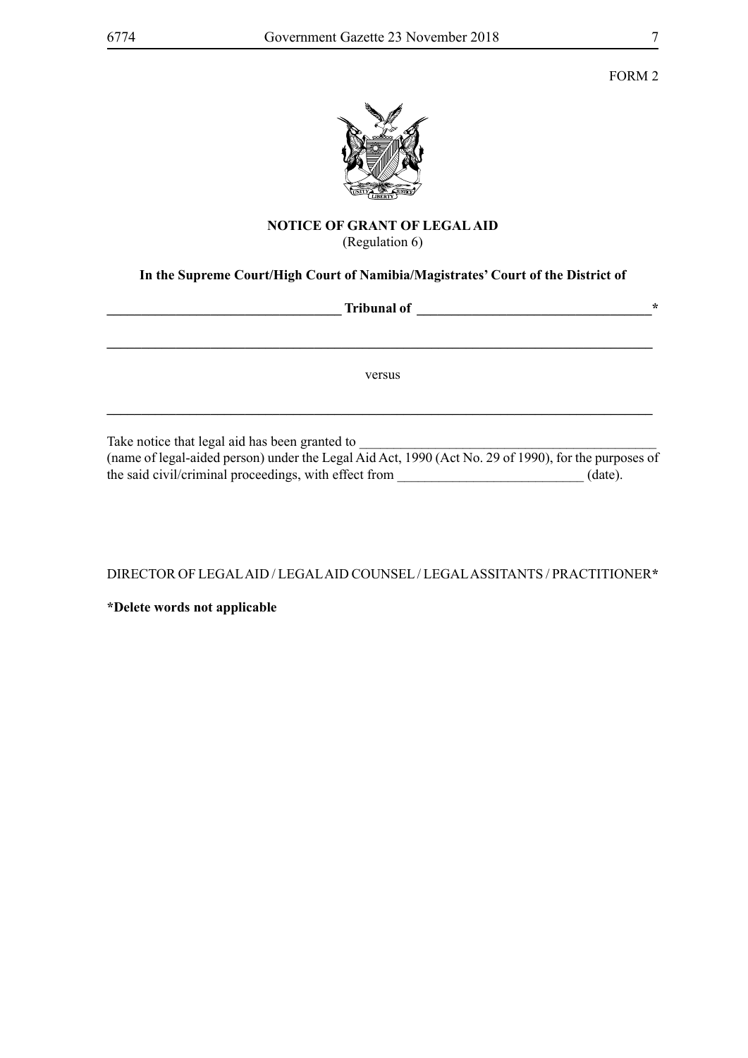FORM 2

**NOTICE OF GRANT OF LEGAL AID**
(Regulation 6)

**In the Supreme Court/High Court of Namibia/Magistrates' Court of the District of**

**__________________________________ Tribunal of __________________________________***

**_________________________________________________________________________________**

versus

**_________________________________________________________________________________**

Take notice that legal aid has been granted to ____________________________________________ (name of legal-aided person) under the Legal Aid Act, 1990 (Act No. 29 of 1990), for the purposes of the said civil/criminal proceedings, with effect from __________________________ (date).

DIRECTOR OF LEGAL AID / LEGAL AID COUNSEL / LEGAL ASSITANTS / PRACTITIONER*

**\*Delete words not applicable**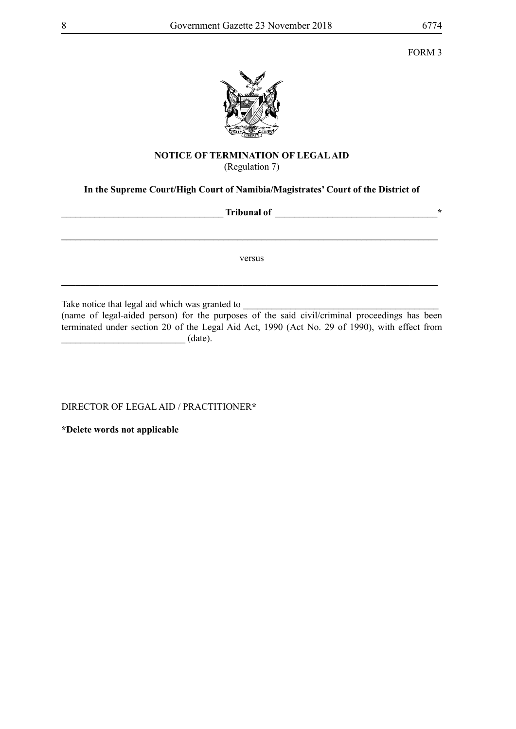FORM 3

**NOTICE OF TERMINATION OF LEGAL AID**
(Regulation 7)

**In the Supreme Court/High Court of Namibia/Magistrates' Court of the District of**

**__________________________________ Tribunal of __________________________________***

______________________________________________________________________________

versus

______________________________________________________________________________

Take notice that legal aid which was granted to __________________________________________ (name of legal-aided person) for the purposes of the said civil/criminal proceedings has been terminated under section 20 of the Legal Aid Act, 1990 (Act No. 29 of 1990), with effect from __________________________ (date).

DIRECTOR OF LEGAL AID / PRACTITIONER**\***

**\*Delete words not applicable**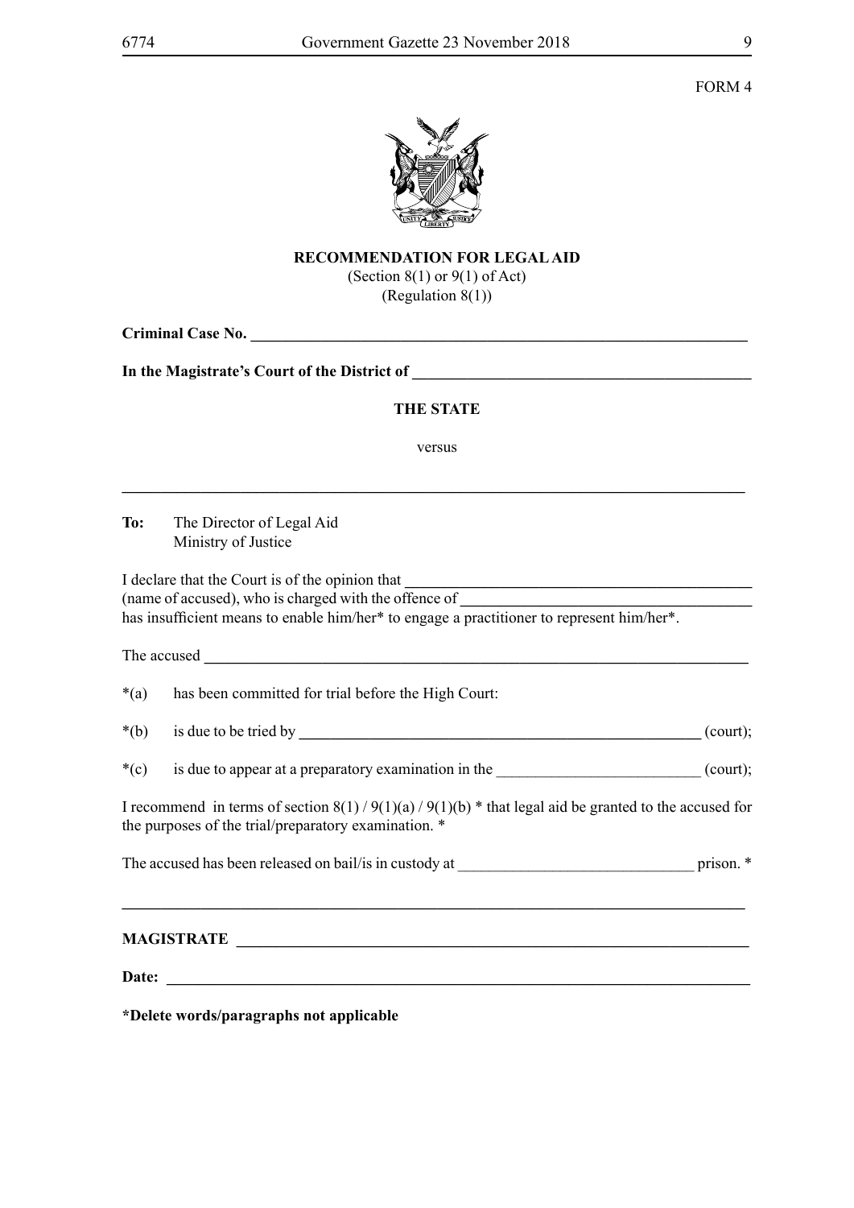FORM 4

**RECOMMENDATION FOR LEGAL AID**

(Section 8(1) or 9(1) of Act)
(Regulation 8(1))

**Criminal Case No. ________________________________________________**

**In the Magistrate's Court of the District of ______________________________**

**THE STATE**

versus

______________________________________________________________________

**To:** The Director of Legal Aid
Ministry of Justice

I declare that the Court is of the opinion that ______________________________
(name of accused), who is charged with the offence of __________________________
has insufficient means to enable him/her* to engage a practitioner to represent him/her*.

The accused ______________________________________________________

*(a) has been committed for trial before the High Court:

*(b) is due to be tried by ________________________________________ (court);

*(c) is due to appear at a preparatory examination in the ____________________ (court);

I recommend in terms of section 8(1) / 9(1)(a) / 9(1)(b) * that legal aid be granted to the accused for the purposes of the trial/preparatory examination. *

The accused has been released on bail/is in custody at ______________________ prison. *

______________________________________________________________________

**MAGISTRATE ________________________________________________**

**Date: ____________________________________________________**

**\*Delete words/paragraphs not applicable**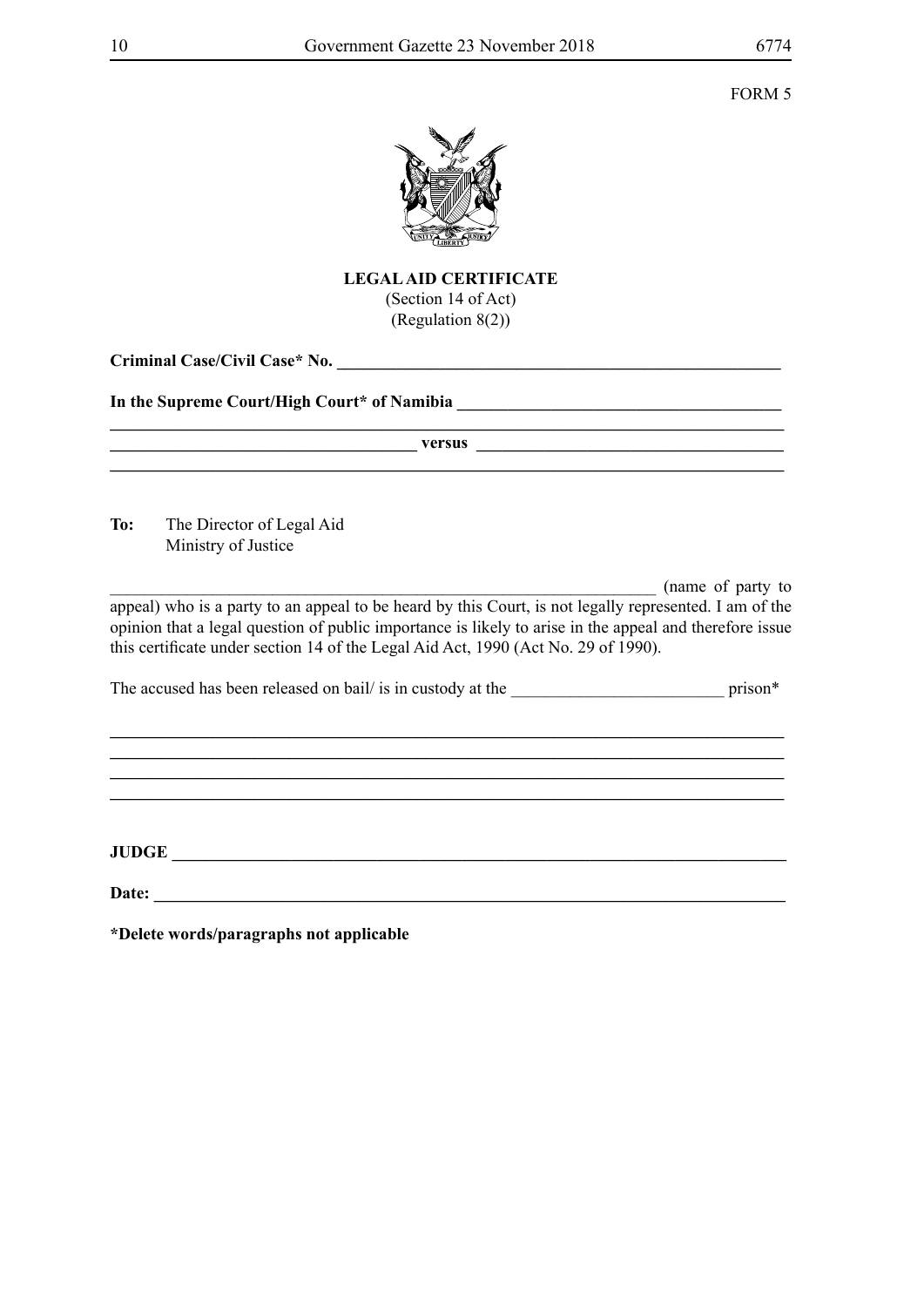FORM 5

**LEGAL AID CERTIFICATE**
(Section 14 of Act)
(Regulation 8(2))

**Criminal Case/Civil Case* No. ______________________________________________________**

**In the Supreme Court/High Court* of Namibia ______________________________________**

**__________________________________________________________________________________**

**_________________________________ versus _________________________________**

**__________________________________________________________________________________**

**To:** The Director of Legal Aid
Ministry of Justice

_________________________________________________________________ (name of party to appeal) who is a party to an appeal to be heard by this Court, is not legally represented. I am of the opinion that a legal question of public importance is likely to arise in the appeal and therefore issue this certificate under section 14 of the Legal Aid Act, 1990 (Act No. 29 of 1990).

The accused has been released on bail/ is in custody at the ________________________ prison*

**__________________________________________________________________________________**

**__________________________________________________________________________________**

**__________________________________________________________________________________**

**__________________________________________________________________________________**

**JUDGE ___________________________________________________________________________**

**Date: ___________________________________________________________________________**

***Delete words/paragraphs not applicable**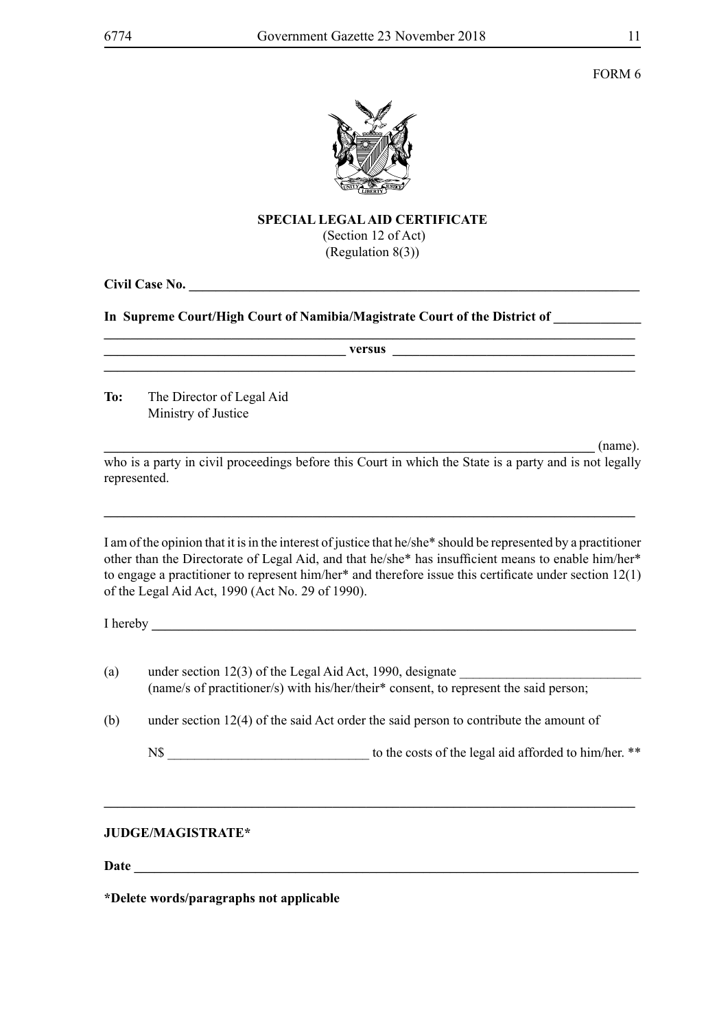FORM 6

**SPECIAL LEGAL AID CERTIFICATE**
(Section 12 of Act)
(Regulation 8(3))

**Civil Case No. ______________________________________________________________________**

**In Supreme Court/High Court of Namibia/Magistrate Court of the District of _____________**

______________________________________________________________________________

**____________________________________ versus ____________________________________**

______________________________________________________________________________

**To:** The Director of Legal Aid
Ministry of Justice

__________________________________________________________________________ (name).
who is a party in civil proceedings before this Court in which the State is a party and is not legally represented.

______________________________________________________________________________

I am of the opinion that it is in the interest of justice that he/she* should be represented by a practitioner other than the Directorate of Legal Aid, and that he/she* has insufficient means to enable him/her* to engage a practitioner to represent him/her* and therefore issue this certificate under section 12(1) of the Legal Aid Act, 1990 (Act No. 29 of 1990).

I hereby ____________________________________________________________________________

(a) under section 12(3) of the Legal Aid Act, 1990, designate ___________________________ (name/s of practitioner/s) with his/her/their* consent, to represent the said person;

(b) under section 12(4) of the said Act order the said person to contribute the amount of

N$ ______________________________ to the costs of the legal aid afforded to him/her. **

______________________________________________________________________________

**JUDGE/MAGISTRATE***

**Date ______________________________________________________________________________**

**\*Delete words/paragraphs not applicable**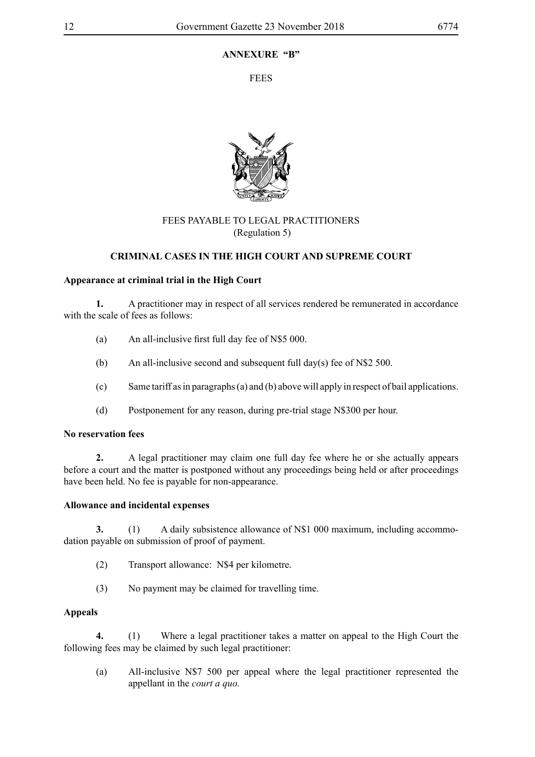**ANNEXURE "B"**

FEES

FEES PAYABLE TO LEGAL PRACTITIONERS
(Regulation 5)

**CRIMINAL CASES IN THE HIGH COURT AND SUPREME COURT**

**Appearance at criminal trial in the High Court**

**1.** A practitioner may in respect of all services rendered be remunerated in accordance with the scale of fees as follows:

(a) An all-inclusive first full day fee of N$5 000.

(b) An all-inclusive second and subsequent full day(s) fee of N$2 500.

(c) Same tariff as in paragraphs (a) and (b) above will apply in respect of bail applications.

(d) Postponement for any reason, during pre-trial stage N$300 per hour.

**No reservation fees**

**2.** A legal practitioner may claim one full day fee where he or she actually appears before a court and the matter is postponed without any proceedings being held or after proceedings have been held. No fee is payable for non-appearance.

**Allowance and incidental expenses**

**3.** (1) A daily subsistence allowance of N$1 000 maximum, including accommodation payable on submission of proof of payment.

(2) Transport allowance: N$4 per kilometre.

(3) No payment may be claimed for travelling time.

**Appeals**

**4.** (1) Where a legal practitioner takes a matter on appeal to the High Court the following fees may be claimed by such legal practitioner:

(a) All-inclusive N$7 500 per appeal where the legal practitioner represented the appellant in the *court a quo.*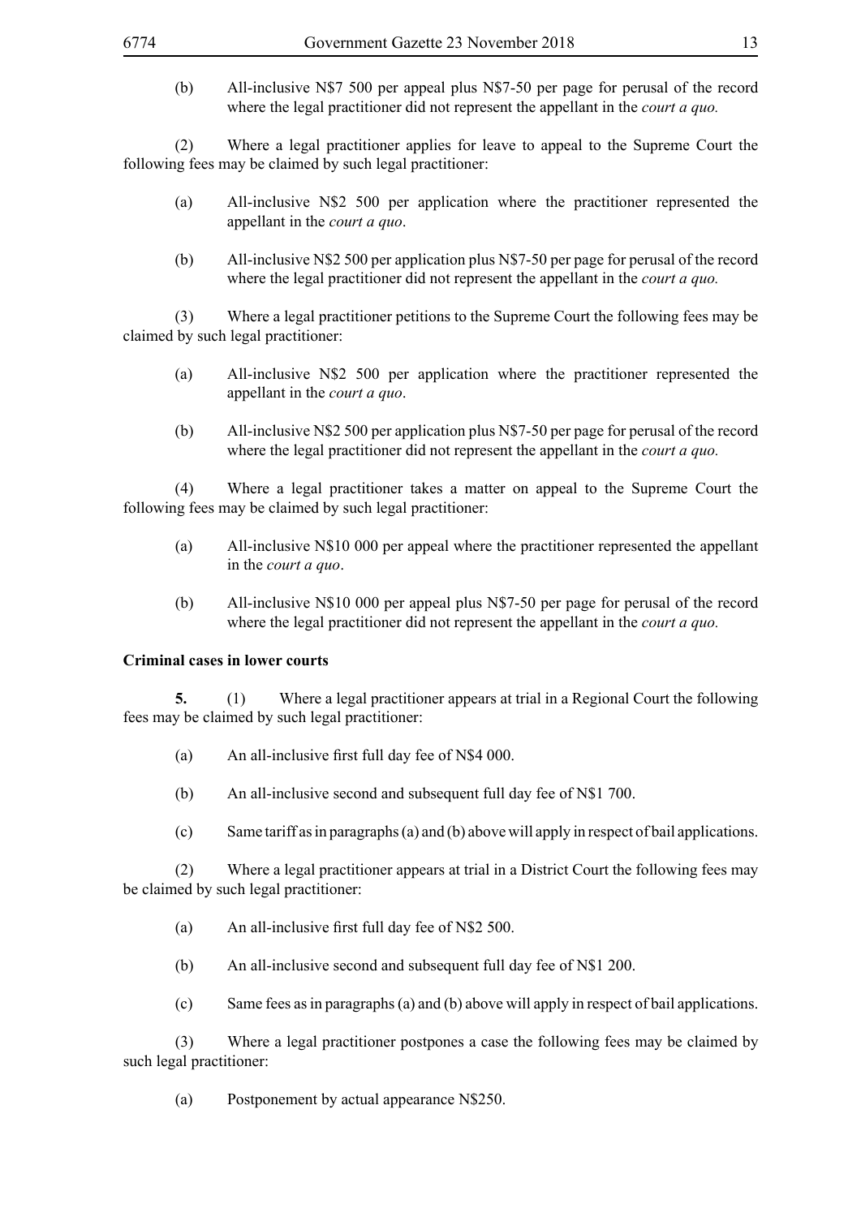(b) All-inclusive N$7 500 per appeal plus N$7-50 per page for perusal of the record where the legal practitioner did not represent the appellant in the *court a quo.*

(2) Where a legal practitioner applies for leave to appeal to the Supreme Court the following fees may be claimed by such legal practitioner:

(a) All-inclusive N$2 500 per application where the practitioner represented the appellant in the *court a quo*.

(b) All-inclusive N$2 500 per application plus N$7-50 per page for perusal of the record where the legal practitioner did not represent the appellant in the *court a quo.*

(3) Where a legal practitioner petitions to the Supreme Court the following fees may be claimed by such legal practitioner:

(a) All-inclusive N$2 500 per application where the practitioner represented the appellant in the *court a quo*.

(b) All-inclusive N$2 500 per application plus N$7-50 per page for perusal of the record where the legal practitioner did not represent the appellant in the *court a quo.*

(4) Where a legal practitioner takes a matter on appeal to the Supreme Court the following fees may be claimed by such legal practitioner:

(a) All-inclusive N$10 000 per appeal where the practitioner represented the appellant in the *court a quo*.

(b) All-inclusive N$10 000 per appeal plus N$7-50 per page for perusal of the record where the legal practitioner did not represent the appellant in the *court a quo.*

**Criminal cases in lower courts**

**5.** (1) Where a legal practitioner appears at trial in a Regional Court the following fees may be claimed by such legal practitioner:

(a) An all-inclusive first full day fee of N$4 000.

(b) An all-inclusive second and subsequent full day fee of N$1 700.

(c) Same tariff as in paragraphs (a) and (b) above will apply in respect of bail applications.

(2) Where a legal practitioner appears at trial in a District Court the following fees may be claimed by such legal practitioner:

(a) An all-inclusive first full day fee of N$2 500.

(b) An all-inclusive second and subsequent full day fee of N$1 200.

(c) Same fees as in paragraphs (a) and (b) above will apply in respect of bail applications.

(3) Where a legal practitioner postpones a case the following fees may be claimed by such legal practitioner:

(a) Postponement by actual appearance N$250.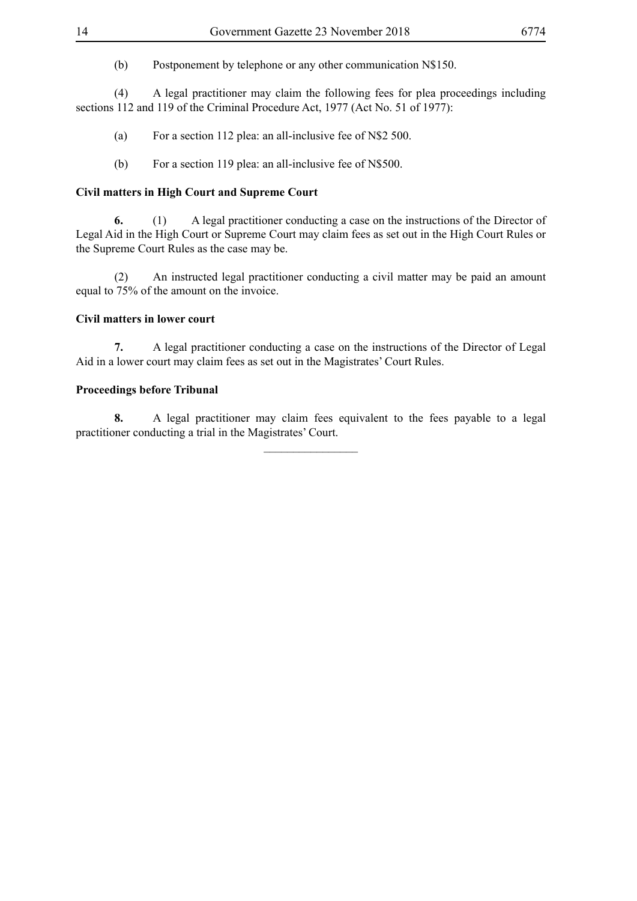(b) Postponement by telephone or any other communication N$150.

(4) A legal practitioner may claim the following fees for plea proceedings including sections 112 and 119 of the Criminal Procedure Act, 1977 (Act No. 51 of 1977):

(a) For a section 112 plea: an all-inclusive fee of N$2 500.

(b) For a section 119 plea: an all-inclusive fee of N$500.

**Civil matters in High Court and Supreme Court**

**6.** (1) A legal practitioner conducting a case on the instructions of the Director of Legal Aid in the High Court or Supreme Court may claim fees as set out in the High Court Rules or the Supreme Court Rules as the case may be.

(2) An instructed legal practitioner conducting a civil matter may be paid an amount equal to 75% of the amount on the invoice.

**Civil matters in lower court**

**7.** A legal practitioner conducting a case on the instructions of the Director of Legal Aid in a lower court may claim fees as set out in the Magistrates' Court Rules.

**Proceedings before Tribunal**

**8.** A legal practitioner may claim fees equivalent to the fees payable to a legal practitioner conducting a trial in the Magistrates' Court.

________________